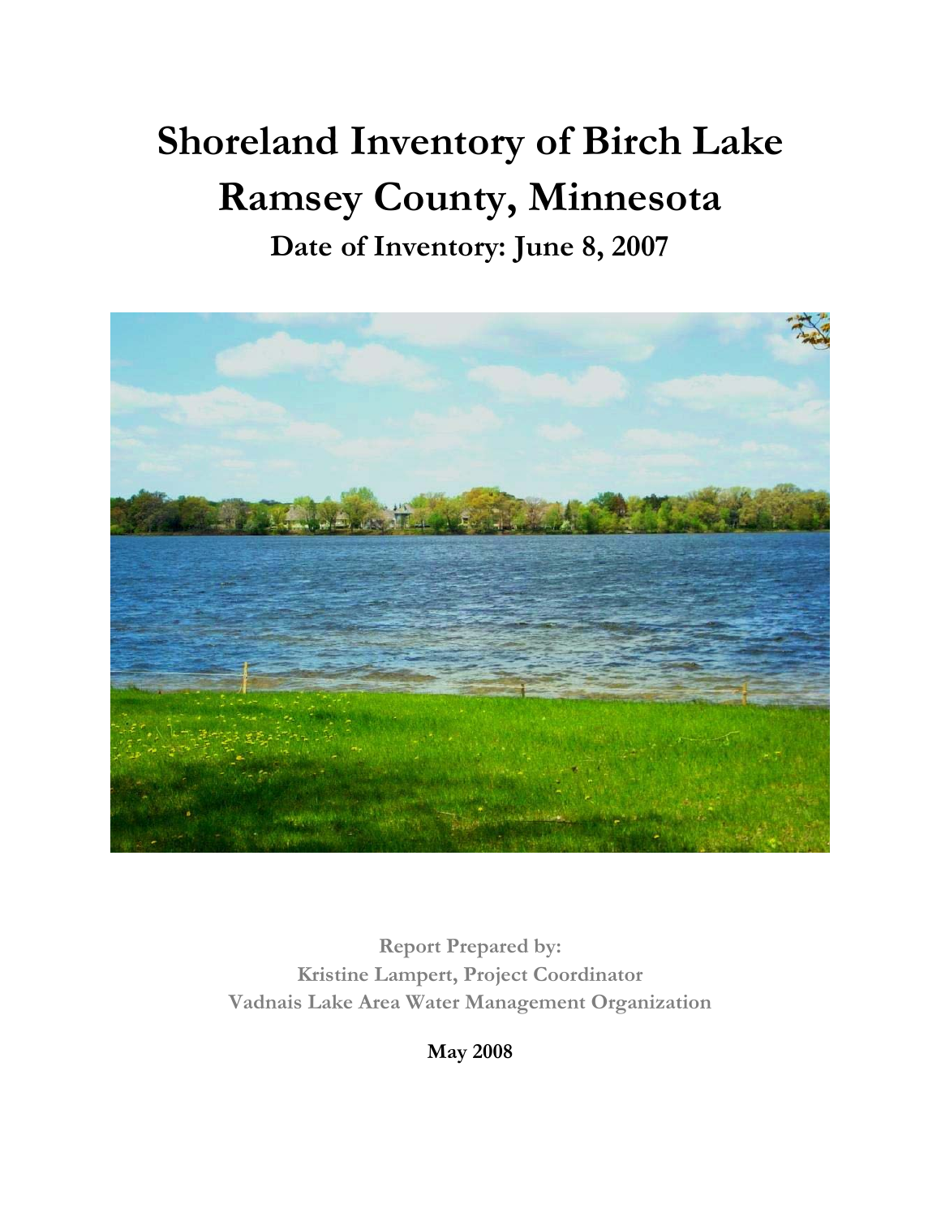# Shoreland Inventory of Birch Lake Ramsey County, Minnesota

## Date of Inventory: June 8, 2007

**Report Prepared by:**
**Kristine Lampert, Project Coordinator**
**Vadnais Lake Area Water Management Organization**

**May 2008**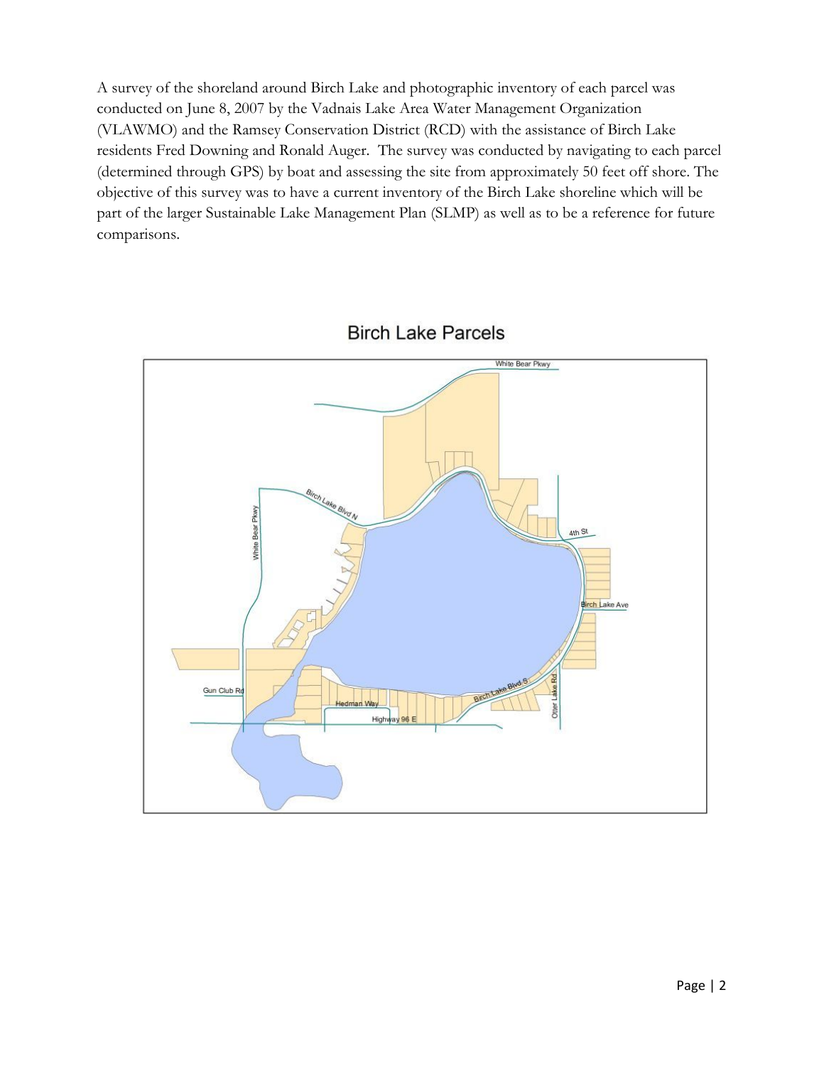A survey of the shoreland around Birch Lake and photographic inventory of each parcel was conducted on June 8, 2007 by the Vadnais Lake Area Water Management Organization (VLAWMO) and the Ramsey Conservation District (RCD) with the assistance of Birch Lake residents Fred Downing and Ronald Auger. The survey was conducted by navigating to each parcel (determined through GPS) by boat and assessing the site from approximately 50 feet off shore. The objective of this survey was to have a current inventory of the Birch Lake shoreline which will be part of the larger Sustainable Lake Management Plan (SLMP) as well as to be a reference for future comparisons.

Birch Lake Parcels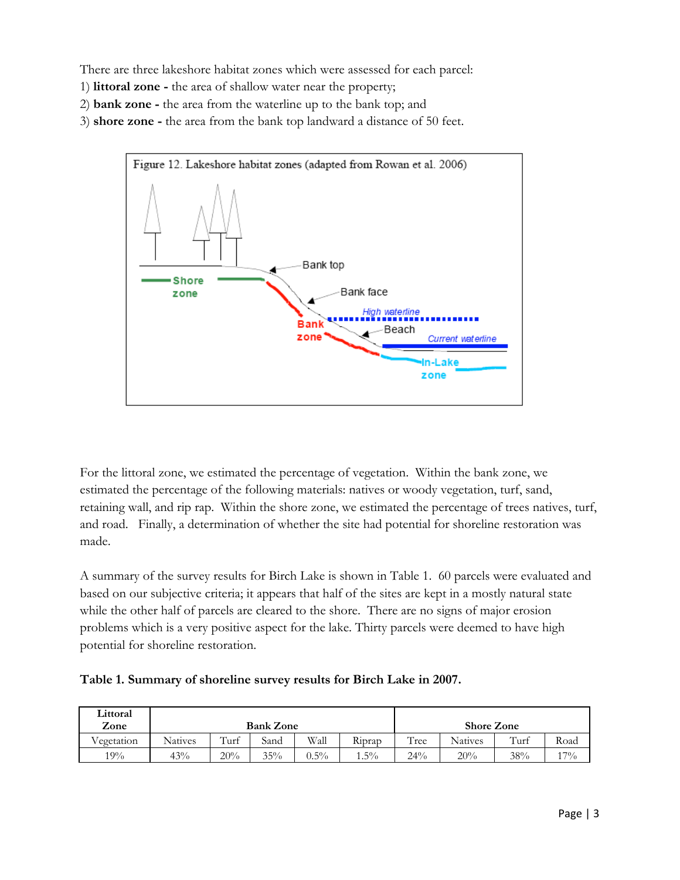There are three lakeshore habitat zones which were assessed for each parcel:

1) **littoral zone -** the area of shallow water near the property;
2) **bank zone -** the area from the waterline up to the bank top; and
3) **shore zone -** the area from the bank top landward a distance of 50 feet.

Figure 12. Lakeshore habitat zones (adapted from Rowan et al. 2006)

For the littoral zone, we estimated the percentage of vegetation. Within the bank zone, we estimated the percentage of the following materials: natives or woody vegetation, turf, sand, retaining wall, and rip rap. Within the shore zone, we estimated the percentage of trees natives, turf, and road. Finally, a determination of whether the site had potential for shoreline restoration was made.

A summary of the survey results for Birch Lake is shown in Table 1. 60 parcels were evaluated and based on our subjective criteria; it appears that half of the sites are kept in a mostly natural state while the other half of parcels are cleared to the shore. There are no signs of major erosion problems which is a very positive aspect for the lake. Thirty parcels were deemed to have high potential for shoreline restoration.

**Table 1. Summary of shoreline survey results for Birch Lake in 2007.**

| Littoral Zone | Bank Zone | | | | | Shore Zone | | | |
|---|---|---|---|---|---|---|---|---|---|
| Vegetation | Natives | Turf | Sand | Wall | Riprap | Tree | Natives | Turf | Road |
| 19% | 43% | 20% | 35% | 0.5% | 1.5% | 24% | 20% | 38% | 17% |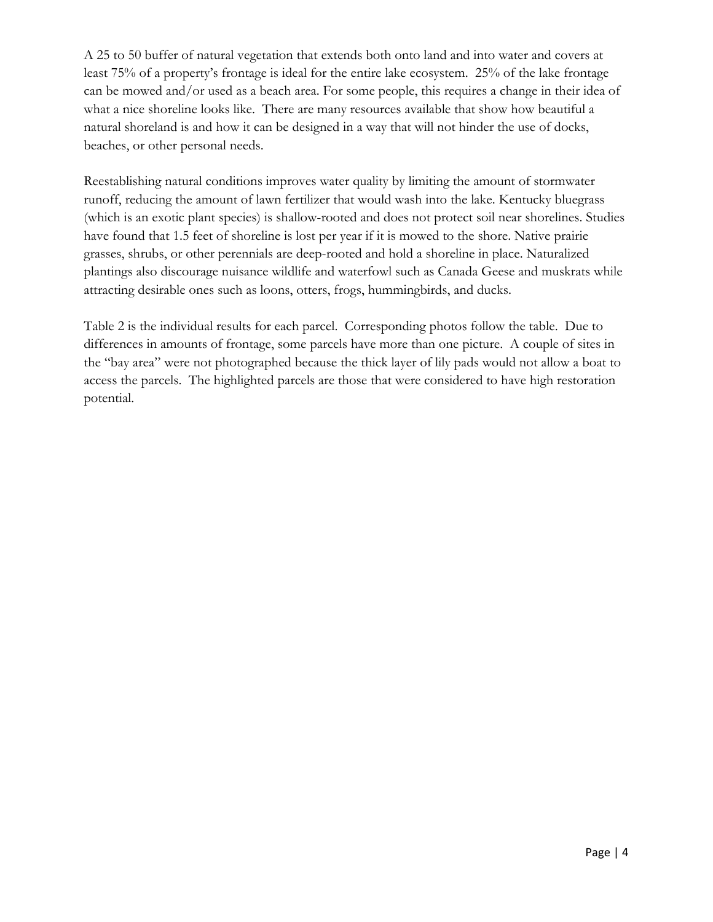A 25 to 50 buffer of natural vegetation that extends both onto land and into water and covers at least 75% of a property's frontage is ideal for the entire lake ecosystem. 25% of the lake frontage can be mowed and/or used as a beach area. For some people, this requires a change in their idea of what a nice shoreline looks like. There are many resources available that show how beautiful a natural shoreland is and how it can be designed in a way that will not hinder the use of docks, beaches, or other personal needs.

Reestablishing natural conditions improves water quality by limiting the amount of stormwater runoff, reducing the amount of lawn fertilizer that would wash into the lake. Kentucky bluegrass (which is an exotic plant species) is shallow-rooted and does not protect soil near shorelines. Studies have found that 1.5 feet of shoreline is lost per year if it is mowed to the shore. Native prairie grasses, shrubs, or other perennials are deep-rooted and hold a shoreline in place. Naturalized plantings also discourage nuisance wildlife and waterfowl such as Canada Geese and muskrats while attracting desirable ones such as loons, otters, frogs, hummingbirds, and ducks.

Table 2 is the individual results for each parcel. Corresponding photos follow the table. Due to differences in amounts of frontage, some parcels have more than one picture. A couple of sites in the "bay area" were not photographed because the thick layer of lily pads would not allow a boat to access the parcels. The highlighted parcels are those that were considered to have high restoration potential.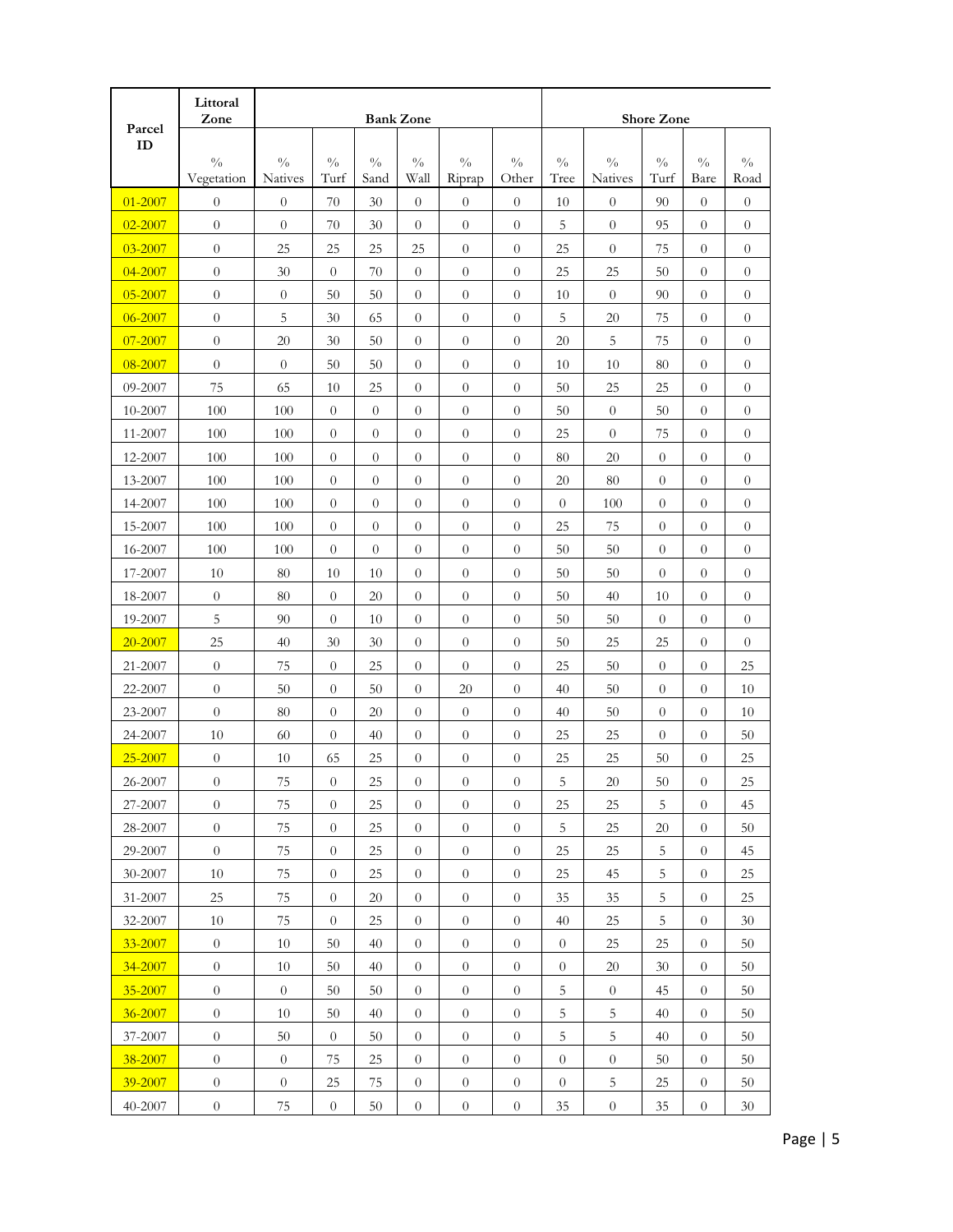| Parcel ID | Littoral Zone | Bank Zone | | | | | | Shore Zone | | | | |
|---|---|---|---|---|---|---|---|---|---|---|---|---|
| | % Vegetation | % Natives | % Turf | % Sand | % Wall | % Riprap | % Other | % Tree | % Natives | % Turf | % Bare | % Road |
| 01-2007 | 0 | 0 | 70 | 30 | 0 | 0 | 0 | 10 | 0 | 90 | 0 | 0 |
| 02-2007 | 0 | 0 | 70 | 30 | 0 | 0 | 0 | 5 | 0 | 95 | 0 | 0 |
| 03-2007 | 0 | 25 | 25 | 25 | 25 | 0 | 0 | 25 | 0 | 75 | 0 | 0 |
| 04-2007 | 0 | 30 | 0 | 70 | 0 | 0 | 0 | 25 | 25 | 50 | 0 | 0 |
| 05-2007 | 0 | 0 | 50 | 50 | 0 | 0 | 0 | 10 | 0 | 90 | 0 | 0 |
| 06-2007 | 0 | 5 | 30 | 65 | 0 | 0 | 0 | 5 | 20 | 75 | 0 | 0 |
| 07-2007 | 0 | 20 | 30 | 50 | 0 | 0 | 0 | 20 | 5 | 75 | 0 | 0 |
| 08-2007 | 0 | 0 | 50 | 50 | 0 | 0 | 0 | 10 | 10 | 80 | 0 | 0 |
| 09-2007 | 75 | 65 | 10 | 25 | 0 | 0 | 0 | 50 | 25 | 25 | 0 | 0 |
| 10-2007 | 100 | 100 | 0 | 0 | 0 | 0 | 0 | 50 | 0 | 50 | 0 | 0 |
| 11-2007 | 100 | 100 | 0 | 0 | 0 | 0 | 0 | 25 | 0 | 75 | 0 | 0 |
| 12-2007 | 100 | 100 | 0 | 0 | 0 | 0 | 0 | 80 | 20 | 0 | 0 | 0 |
| 13-2007 | 100 | 100 | 0 | 0 | 0 | 0 | 0 | 20 | 80 | 0 | 0 | 0 |
| 14-2007 | 100 | 100 | 0 | 0 | 0 | 0 | 0 | 0 | 100 | 0 | 0 | 0 |
| 15-2007 | 100 | 100 | 0 | 0 | 0 | 0 | 0 | 25 | 75 | 0 | 0 | 0 |
| 16-2007 | 100 | 100 | 0 | 0 | 0 | 0 | 0 | 50 | 50 | 0 | 0 | 0 |
| 17-2007 | 10 | 80 | 10 | 10 | 0 | 0 | 0 | 50 | 50 | 0 | 0 | 0 |
| 18-2007 | 0 | 80 | 0 | 20 | 0 | 0 | 0 | 50 | 40 | 10 | 0 | 0 |
| 19-2007 | 5 | 90 | 0 | 10 | 0 | 0 | 0 | 50 | 50 | 0 | 0 | 0 |
| 20-2007 | 25 | 40 | 30 | 30 | 0 | 0 | 0 | 50 | 25 | 25 | 0 | 0 |
| 21-2007 | 0 | 75 | 0 | 25 | 0 | 0 | 0 | 25 | 50 | 0 | 0 | 25 |
| 22-2007 | 0 | 50 | 0 | 50 | 0 | 20 | 0 | 40 | 50 | 0 | 0 | 10 |
| 23-2007 | 0 | 80 | 0 | 20 | 0 | 0 | 0 | 40 | 50 | 0 | 0 | 10 |
| 24-2007 | 10 | 60 | 0 | 40 | 0 | 0 | 0 | 25 | 25 | 0 | 0 | 50 |
| 25-2007 | 0 | 10 | 65 | 25 | 0 | 0 | 0 | 25 | 25 | 50 | 0 | 25 |
| 26-2007 | 0 | 75 | 0 | 25 | 0 | 0 | 0 | 5 | 20 | 50 | 0 | 25 |
| 27-2007 | 0 | 75 | 0 | 25 | 0 | 0 | 0 | 25 | 25 | 5 | 0 | 45 |
| 28-2007 | 0 | 75 | 0 | 25 | 0 | 0 | 0 | 5 | 25 | 20 | 0 | 50 |
| 29-2007 | 0 | 75 | 0 | 25 | 0 | 0 | 0 | 25 | 25 | 5 | 0 | 45 |
| 30-2007 | 10 | 75 | 0 | 25 | 0 | 0 | 0 | 25 | 45 | 5 | 0 | 25 |
| 31-2007 | 25 | 75 | 0 | 20 | 0 | 0 | 0 | 35 | 35 | 5 | 0 | 25 |
| 32-2007 | 10 | 75 | 0 | 25 | 0 | 0 | 0 | 40 | 25 | 5 | 0 | 30 |
| 33-2007 | 0 | 10 | 50 | 40 | 0 | 0 | 0 | 0 | 25 | 25 | 0 | 50 |
| 34-2007 | 0 | 10 | 50 | 40 | 0 | 0 | 0 | 0 | 20 | 30 | 0 | 50 |
| 35-2007 | 0 | 0 | 50 | 50 | 0 | 0 | 0 | 5 | 0 | 45 | 0 | 50 |
| 36-2007 | 0 | 10 | 50 | 40 | 0 | 0 | 0 | 5 | 5 | 40 | 0 | 50 |
| 37-2007 | 0 | 50 | 0 | 50 | 0 | 0 | 0 | 5 | 5 | 40 | 0 | 50 |
| 38-2007 | 0 | 0 | 75 | 25 | 0 | 0 | 0 | 0 | 0 | 50 | 0 | 50 |
| 39-2007 | 0 | 0 | 25 | 75 | 0 | 0 | 0 | 0 | 5 | 25 | 0 | 50 |
| 40-2007 | 0 | 75 | 0 | 50 | 0 | 0 | 0 | 35 | 0 | 35 | 0 | 30 |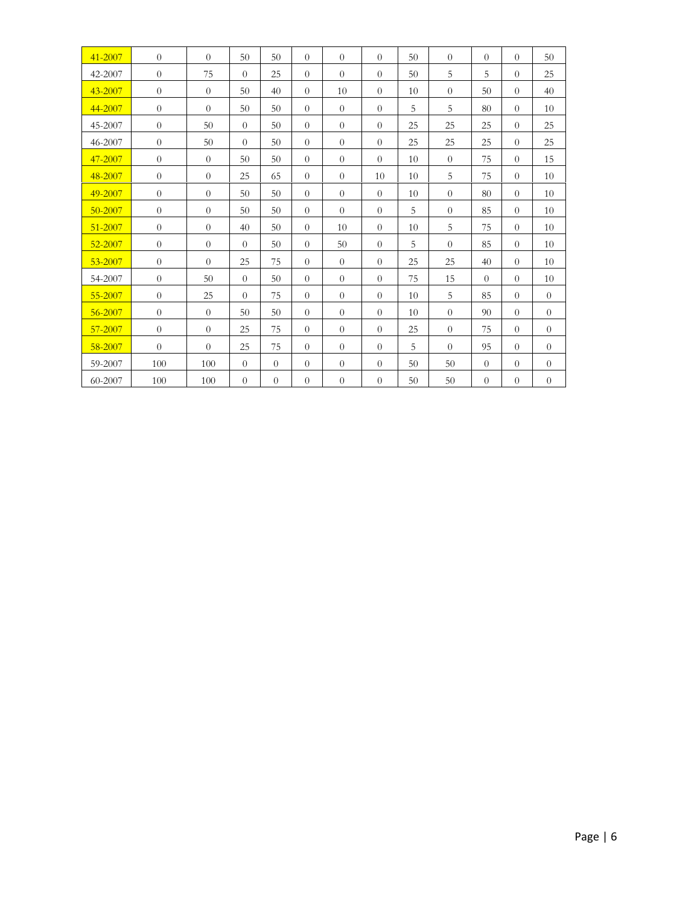| | | | | | | | | | | | | |
|---|---|---|---|---|---|---|---|---|---|---|---|---|
| 41-2007 | 0 | 0 | 50 | 50 | 0 | 0 | 0 | 50 | 0 | 0 | 0 | 50 |
| 42-2007 | 0 | 75 | 0 | 25 | 0 | 0 | 0 | 50 | 5 | 5 | 0 | 25 |
| 43-2007 | 0 | 0 | 50 | 40 | 0 | 10 | 0 | 10 | 0 | 50 | 0 | 40 |
| 44-2007 | 0 | 0 | 50 | 50 | 0 | 0 | 0 | 5 | 5 | 80 | 0 | 10 |
| 45-2007 | 0 | 50 | 0 | 50 | 0 | 0 | 0 | 25 | 25 | 25 | 0 | 25 |
| 46-2007 | 0 | 50 | 0 | 50 | 0 | 0 | 0 | 25 | 25 | 25 | 0 | 25 |
| 47-2007 | 0 | 0 | 50 | 50 | 0 | 0 | 0 | 10 | 0 | 75 | 0 | 15 |
| 48-2007 | 0 | 0 | 25 | 65 | 0 | 0 | 10 | 10 | 5 | 75 | 0 | 10 |
| 49-2007 | 0 | 0 | 50 | 50 | 0 | 0 | 0 | 10 | 0 | 80 | 0 | 10 |
| 50-2007 | 0 | 0 | 50 | 50 | 0 | 0 | 0 | 5 | 0 | 85 | 0 | 10 |
| 51-2007 | 0 | 0 | 40 | 50 | 0 | 10 | 0 | 10 | 5 | 75 | 0 | 10 |
| 52-2007 | 0 | 0 | 0 | 50 | 0 | 50 | 0 | 5 | 0 | 85 | 0 | 10 |
| 53-2007 | 0 | 0 | 25 | 75 | 0 | 0 | 0 | 25 | 25 | 40 | 0 | 10 |
| 54-2007 | 0 | 50 | 0 | 50 | 0 | 0 | 0 | 75 | 15 | 0 | 0 | 10 |
| 55-2007 | 0 | 25 | 0 | 75 | 0 | 0 | 0 | 10 | 5 | 85 | 0 | 0 |
| 56-2007 | 0 | 0 | 50 | 50 | 0 | 0 | 0 | 10 | 0 | 90 | 0 | 0 |
| 57-2007 | 0 | 0 | 25 | 75 | 0 | 0 | 0 | 25 | 0 | 75 | 0 | 0 |
| 58-2007 | 0 | 0 | 25 | 75 | 0 | 0 | 0 | 5 | 0 | 95 | 0 | 0 |
| 59-2007 | 100 | 100 | 0 | 0 | 0 | 0 | 0 | 50 | 50 | 0 | 0 | 0 |
| 60-2007 | 100 | 100 | 0 | 0 | 0 | 0 | 0 | 50 | 50 | 0 | 0 | 0 |